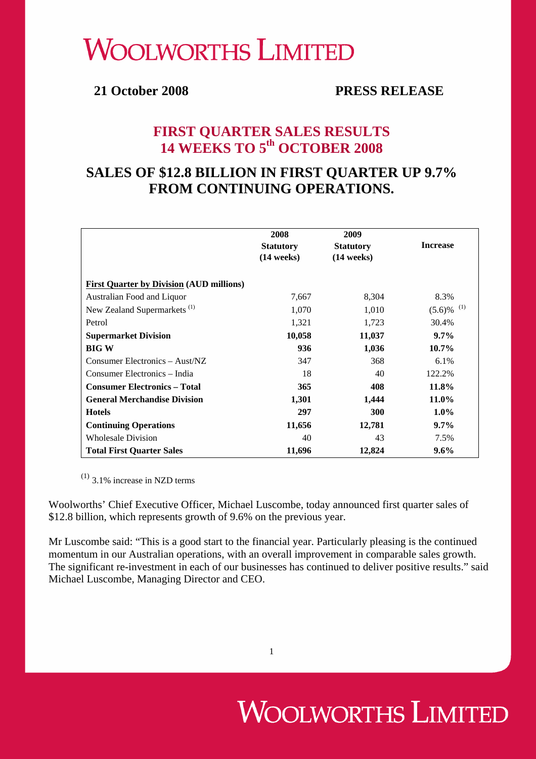# WOOLWORTHS LIMITED

**21 October 2008** **PRESS RELEASE**

## FIRST QUARTER SALES RESULTS 14 WEEKS TO 5th OCTOBER 2008

## SALES OF $12.8 BILLION IN FIRST QUARTER UP 9.7% FROM CONTINUING OPERATIONS.

| | 2008 Statutory (14 weeks) | 2009 Statutory (14 weeks) | Increase |
|---|---|---|---|
| **First Quarter by Division (AUD millions)** | | | |
| Australian Food and Liquor | 7,667 | 8,304 | 8.3% |
| New Zealand Supermarkets [1] | 1,070 | 1,010 | (5.6)% [1] |
| Petrol | 1,321 | 1,723 | 30.4% |
| **Supermarket Division** | **10,058** | **11,037** | **9.7%** |
| **BIG W** | **936** | **1,036** | **10.7%** |
| Consumer Electronics – Aust/NZ | 347 | 368 | 6.1% |
| Consumer Electronics – India | 18 | 40 | 122.2% |
| **Consumer Electronics – Total** | **365** | **408** | **11.8%** |
| **General Merchandise Division** | **1,301** | **1,444** | **11.0%** |
| **Hotels** | **297** | **300** | **1.0%** |
| **Continuing Operations** | **11,656** | **12,781** | **9.7%** |
| Wholesale Division | 40 | 43 | 7.5% |
| **Total First Quarter Sales** | **11,696** | **12,824** | **9.6%** |

[1] 3.1% increase in NZD terms

Woolworths' Chief Executive Officer, Michael Luscombe, today announced first quarter sales of $12.8 billion, which represents growth of 9.6% on the previous year.

Mr Luscombe said: "This is a good start to the financial year. Particularly pleasing is the continued momentum in our Australian operations, with an overall improvement in comparable sales growth. The significant re-investment in each of our businesses has continued to deliver positive results." said Michael Luscombe, Managing Director and CEO.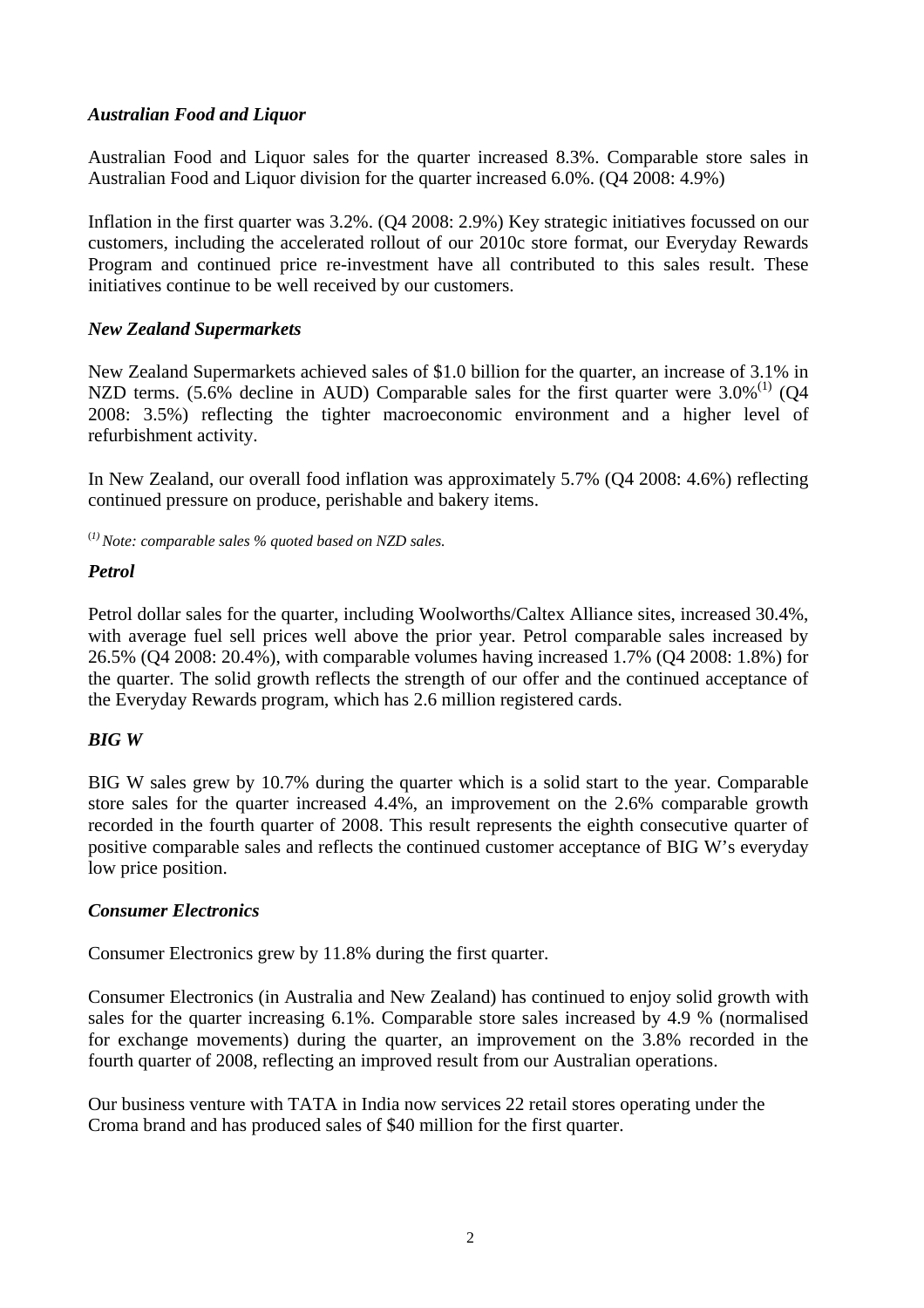### *Australian Food and Liquor*

Australian Food and Liquor sales for the quarter increased 8.3%. Comparable store sales in Australian Food and Liquor division for the quarter increased 6.0%. (Q4 2008: 4.9%)

Inflation in the first quarter was 3.2%. (Q4 2008: 2.9%) Key strategic initiatives focussed on our customers, including the accelerated rollout of our 2010c store format, our Everyday Rewards Program and continued price re-investment have all contributed to this sales result. These initiatives continue to be well received by our customers.

### *New Zealand Supermarkets*

New Zealand Supermarkets achieved sales of $1.0 billion for the quarter, an increase of 3.1% in NZD terms. (5.6% decline in AUD) Comparable sales for the first quarter were 3.0%[(1)] (Q4 2008: 3.5%) reflecting the tighter macroeconomic environment and a higher level of refurbishment activity.

In New Zealand, our overall food inflation was approximately 5.7% (Q4 2008: 4.6%) reflecting continued pressure on produce, perishable and bakery items.

[(1)] *Note: comparable sales % quoted based on NZD sales.*

### *Petrol*

Petrol dollar sales for the quarter, including Woolworths/Caltex Alliance sites, increased 30.4%, with average fuel sell prices well above the prior year. Petrol comparable sales increased by 26.5% (Q4 2008: 20.4%), with comparable volumes having increased 1.7% (Q4 2008: 1.8%) for the quarter. The solid growth reflects the strength of our offer and the continued acceptance of the Everyday Rewards program, which has 2.6 million registered cards.

### *BIG W*

BIG W sales grew by 10.7% during the quarter which is a solid start to the year. Comparable store sales for the quarter increased 4.4%, an improvement on the 2.6% comparable growth recorded in the fourth quarter of 2008. This result represents the eighth consecutive quarter of positive comparable sales and reflects the continued customer acceptance of BIG W's everyday low price position.

### *Consumer Electronics*

Consumer Electronics grew by 11.8% during the first quarter.

Consumer Electronics (in Australia and New Zealand) has continued to enjoy solid growth with sales for the quarter increasing 6.1%. Comparable store sales increased by 4.9 % (normalised for exchange movements) during the quarter, an improvement on the 3.8% recorded in the fourth quarter of 2008, reflecting an improved result from our Australian operations.

Our business venture with TATA in India now services 22 retail stores operating under the Croma brand and has produced sales of $40 million for the first quarter.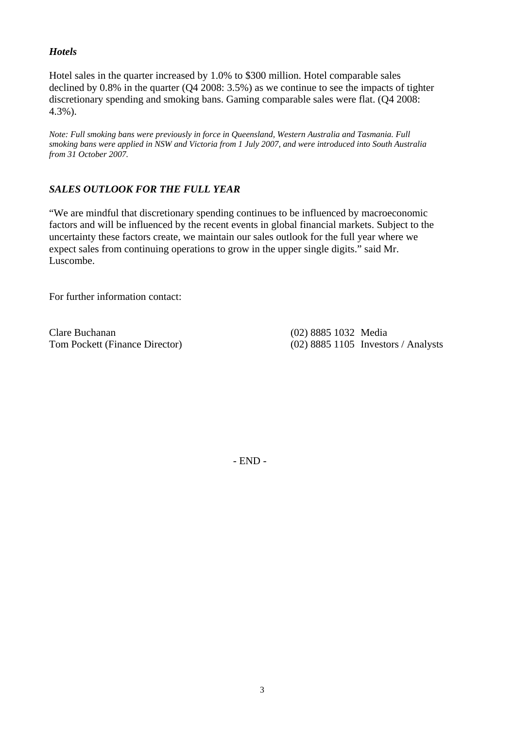### *Hotels*

Hotel sales in the quarter increased by 1.0% to $300 million. Hotel comparable sales declined by 0.8% in the quarter (Q4 2008: 3.5%) as we continue to see the impacts of tighter discretionary spending and smoking bans. Gaming comparable sales were flat. (Q4 2008: 4.3%).

*Note: Full smoking bans were previously in force in Queensland, Western Australia and Tasmania. Full smoking bans were applied in NSW and Victoria from 1 July 2007, and were introduced into South Australia from 31 October 2007.*

### *SALES OUTLOOK FOR THE FULL YEAR*

"We are mindful that discretionary spending continues to be influenced by macroeconomic factors and will be influenced by the recent events in global financial markets. Subject to the uncertainty these factors create, we maintain our sales outlook for the full year where we expect sales from continuing operations to grow in the upper single digits." said Mr. Luscombe.

For further information contact:

| | | |
|---|---|---|
| Clare Buchanan | (02) 8885 1032 | Media |
| Tom Pockett (Finance Director) | (02) 8885 1105 | Investors / Analysts |

- END -